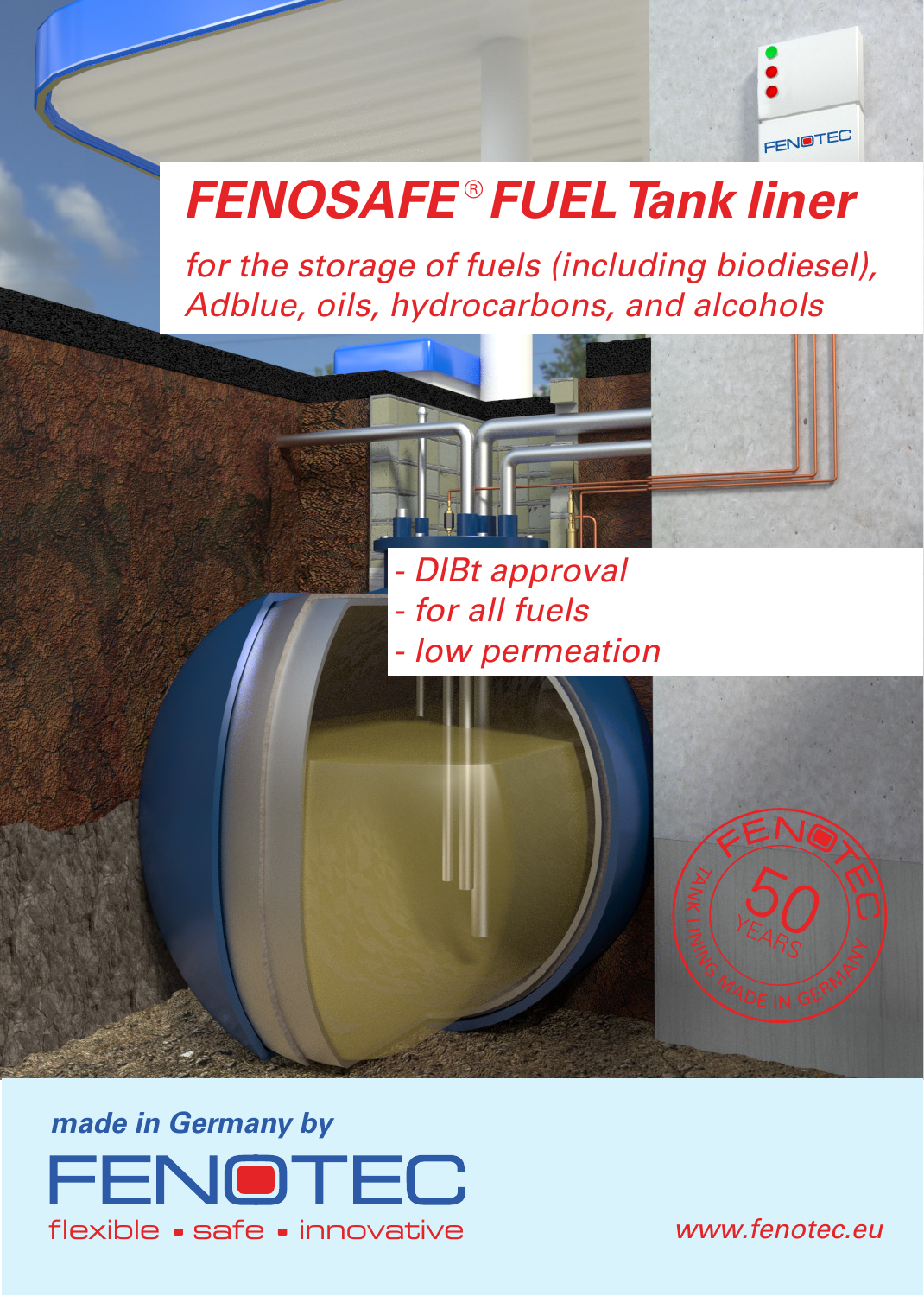# *FENOSAFE® FUEL Tank liner*

*for the storage of fuels (including biodiesel), Adblue, oils, hydrocarbons, and alcohols*

- *DIBt approval*
- *for all fuels*
- *low permeation*

FENOTEC 50 YEARS TANK LINING MADE IN GERMANY

***made in Germany by***

FENOTEC

flexible • safe • innovative

*www.fenotec.eu*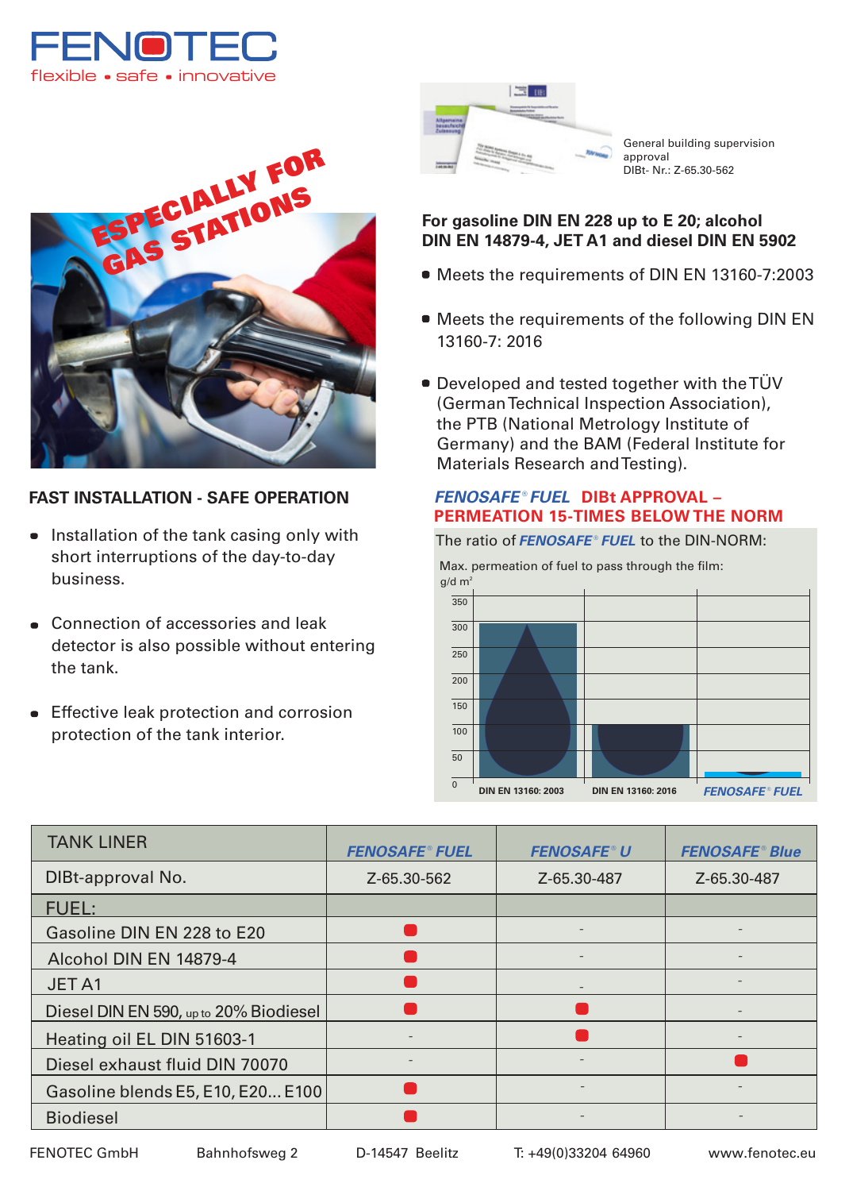# FENOTEC

flexible • safe • innovative

ESPECIALLY FOR GAS STATIONS

General building supervision approval
DIBt- Nr.: Z-65.30-562

**For gasoline DIN EN 228 up to E 20; alcohol DIN EN 14879-4, JET A1 and diesel DIN EN 5902**

- Meets the requirements of DIN EN 13160-7:2003
- Meets the requirements of the following DIN EN 13160-7: 2016
- Developed and tested together with the TÜV (German Technical Inspection Association), the PTB (National Metrology Institute of Germany) and the BAM (Federal Institute for Materials Research and Testing).

## FAST INSTALLATION - SAFE OPERATION

- Installation of the tank casing only with short interruptions of the day-to-day business.
- Connection of accessories and leak detector is also possible without entering the tank.
- Effective leak protection and corrosion protection of the tank interior.

## *FENOSAFE® FUEL* DIBt APPROVAL – PERMEATION 15-TIMES BELOW THE NORM

The ratio of *FENOSAFE® FUEL* to the DIN-NORM:

Max. permeation of fuel to pass through the film:
g/d m²

350
300
250
200
150
100
50
0

DIN EN 13160: 2003
DIN EN 13160: 2016
*FENOSAFE® FUEL*

| TANK LINER | *FENOSAFE® FUEL* | *FENOSAFE® U* | *FENOSAFE® Blue* |
|---|---|---|---|
| DIBt-approval No. | Z-65.30-562 | Z-65.30-487 | Z-65.30-487 |
| FUEL: | | | |
| Gasoline DIN EN 228 to E20 | ● | - | - |
| Alcohol DIN EN 14879-4 | ● | - | - |
| JET A1 | ● | - | - |
| Diesel DIN EN 590, up to 20% Biodiesel | ● | ● | - |
| Heating oil EL DIN 51603-1 | - | ● | - |
| Diesel exhaust fluid DIN 70070 | - | - | ● |
| Gasoline blends E5, E10, E20... E100 | ● | - | - |
| Biodiesel | ● | - | - |

FENOTEC GmbH Bahnhofsweg 2 D-14547 Beelitz T: +49(0)33204 64960 www.fenotec.eu